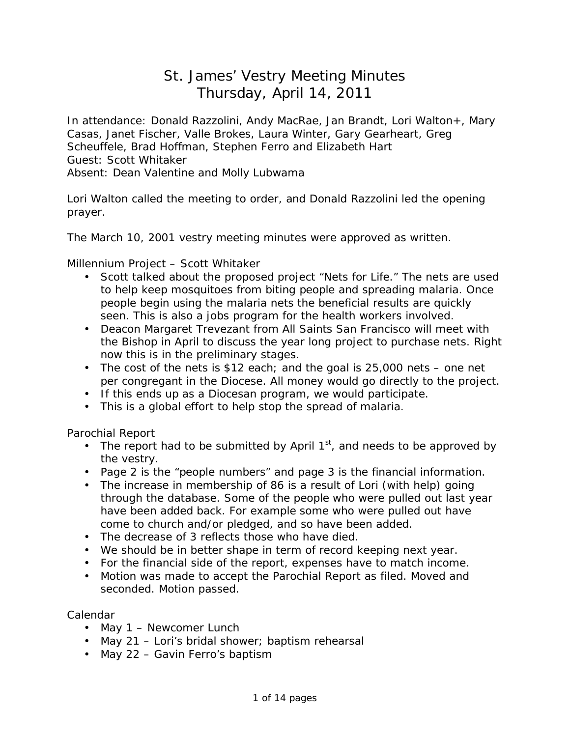# St. James' Vestry Meeting Minutes
# Thursday, April 14, 2011

In attendance: Donald Razzolini, Andy MacRae, Jan Brandt, Lori Walton+, Mary Casas, Janet Fischer, Valle Brokes, Laura Winter, Gary Gearheart, Greg Scheuffele, Brad Hoffman, Stephen Ferro and Elizabeth Hart
Guest: Scott Whitaker
Absent: Dean Valentine and Molly Lubwama

Lori Walton called the meeting to order, and Donald Razzolini led the opening prayer.

The March 10, 2001 vestry meeting minutes were approved as written.

Millennium Project – Scott Whitaker

- Scott talked about the proposed project "Nets for Life." The nets are used to help keep mosquitoes from biting people and spreading malaria. Once people begin using the malaria nets the beneficial results are quickly seen. This is also a jobs program for the health workers involved.
- Deacon Margaret Trevezant from All Saints San Francisco will meet with the Bishop in April to discuss the year long project to purchase nets. Right now this is in the preliminary stages.
- The cost of the nets is $12 each; and the goal is 25,000 nets – one net per congregant in the Diocese. All money would go directly to the project.
- If this ends up as a Diocesan program, we would participate.
- This is a global effort to help stop the spread of malaria.

Parochial Report

- The report had to be submitted by April 1st, and needs to be approved by the vestry.
- Page 2 is the "people numbers" and page 3 is the financial information.
- The increase in membership of 86 is a result of Lori (with help) going through the database. Some of the people who were pulled out last year have been added back. For example some who were pulled out have come to church and/or pledged, and so have been added.
- The decrease of 3 reflects those who have died.
- We should be in better shape in term of record keeping next year.
- For the financial side of the report, expenses have to match income.
- Motion was made to accept the Parochial Report as filed. Moved and seconded. Motion passed.

Calendar

- May 1 – Newcomer Lunch
- May 21 – Lori's bridal shower; baptism rehearsal
- May 22 – Gavin Ferro's baptism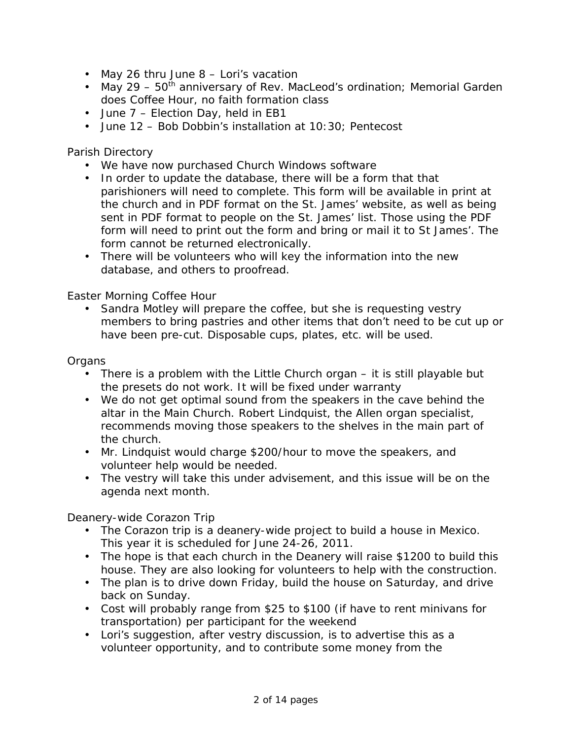- May 26 thru June 8 – Lori's vacation
- May 29 – 50th anniversary of Rev. MacLeod's ordination; Memorial Garden does Coffee Hour, no faith formation class
- June 7 – Election Day, held in EB1
- June 12 – Bob Dobbin's installation at 10:30; Pentecost

Parish Directory

- We have now purchased Church Windows software
- In order to update the database, there will be a form that that parishioners will need to complete. This form will be available in print at the church and in PDF format on the St. James' website, as well as being sent in PDF format to people on the St. James' list. Those using the PDF form will need to print out the form and bring or mail it to St James'. The form cannot be returned electronically.
- There will be volunteers who will key the information into the new database, and others to proofread.

Easter Morning Coffee Hour

- Sandra Motley will prepare the coffee, but she is requesting vestry members to bring pastries and other items that don't need to be cut up or have been pre-cut. Disposable cups, plates, etc. will be used.

Organs

- There is a problem with the Little Church organ – it is still playable but the presets do not work. It will be fixed under warranty
- We do not get optimal sound from the speakers in the cave behind the altar in the Main Church. Robert Lindquist, the Allen organ specialist, recommends moving those speakers to the shelves in the main part of the church.
- Mr. Lindquist would charge $200/hour to move the speakers, and volunteer help would be needed.
- The vestry will take this under advisement, and this issue will be on the agenda next month.

Deanery-wide Corazon Trip

- The Corazon trip is a deanery-wide project to build a house in Mexico. This year it is scheduled for June 24-26, 2011.
- The hope is that each church in the Deanery will raise $1200 to build this house. They are also looking for volunteers to help with the construction.
- The plan is to drive down Friday, build the house on Saturday, and drive back on Sunday.
- Cost will probably range from $25 to $100 (if have to rent minivans for transportation) per participant for the weekend
- Lori's suggestion, after vestry discussion, is to advertise this as a volunteer opportunity, and to contribute some money from the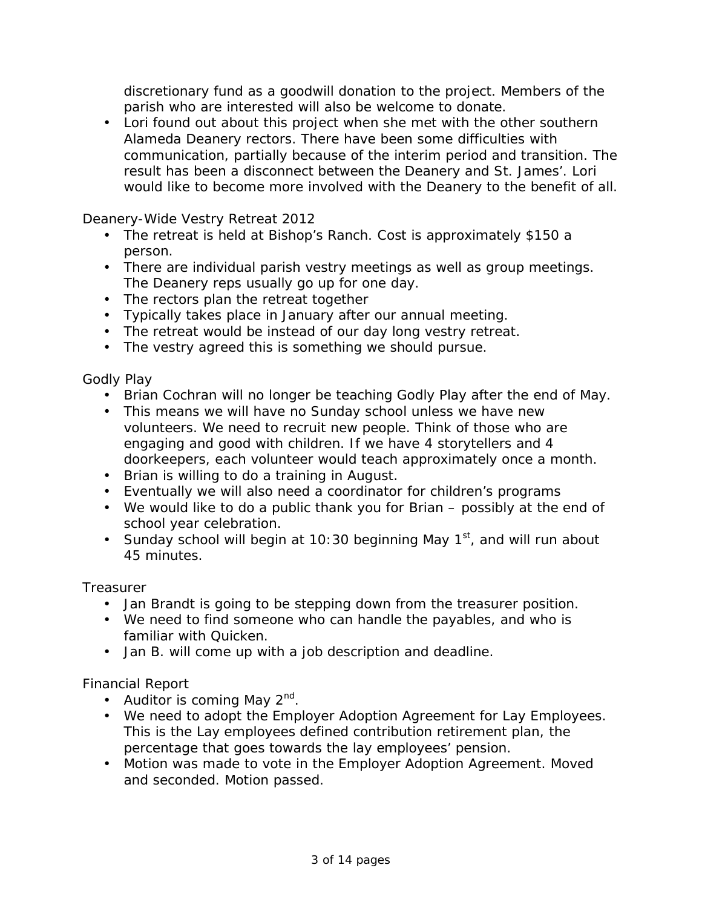discretionary fund as a goodwill donation to the project. Members of the parish who are interested will also be welcome to donate.

- Lori found out about this project when she met with the other southern Alameda Deanery rectors. There have been some difficulties with communication, partially because of the interim period and transition. The result has been a disconnect between the Deanery and St. James'. Lori would like to become more involved with the Deanery to the benefit of all.

Deanery-Wide Vestry Retreat 2012

- The retreat is held at Bishop's Ranch. Cost is approximately $150 a person.
- There are individual parish vestry meetings as well as group meetings. The Deanery reps usually go up for one day.
- The rectors plan the retreat together
- Typically takes place in January after our annual meeting.
- The retreat would be instead of our day long vestry retreat.
- The vestry agreed this is something we should pursue.

Godly Play

- Brian Cochran will no longer be teaching Godly Play after the end of May.
- This means we will have no Sunday school unless we have new volunteers. We need to recruit new people. Think of those who are engaging and good with children. If we have 4 storytellers and 4 doorkeepers, each volunteer would teach approximately once a month.
- Brian is willing to do a training in August.
- Eventually we will also need a coordinator for children's programs
- We would like to do a public thank you for Brian – possibly at the end of school year celebration.
- Sunday school will begin at 10:30 beginning May 1st, and will run about 45 minutes.

Treasurer

- Jan Brandt is going to be stepping down from the treasurer position.
- We need to find someone who can handle the payables, and who is familiar with Quicken.
- Jan B. will come up with a job description and deadline.

Financial Report

- Auditor is coming May 2nd.
- We need to adopt the Employer Adoption Agreement for Lay Employees. This is the Lay employees defined contribution retirement plan, the percentage that goes towards the lay employees' pension.
- Motion was made to vote in the Employer Adoption Agreement. Moved and seconded. Motion passed.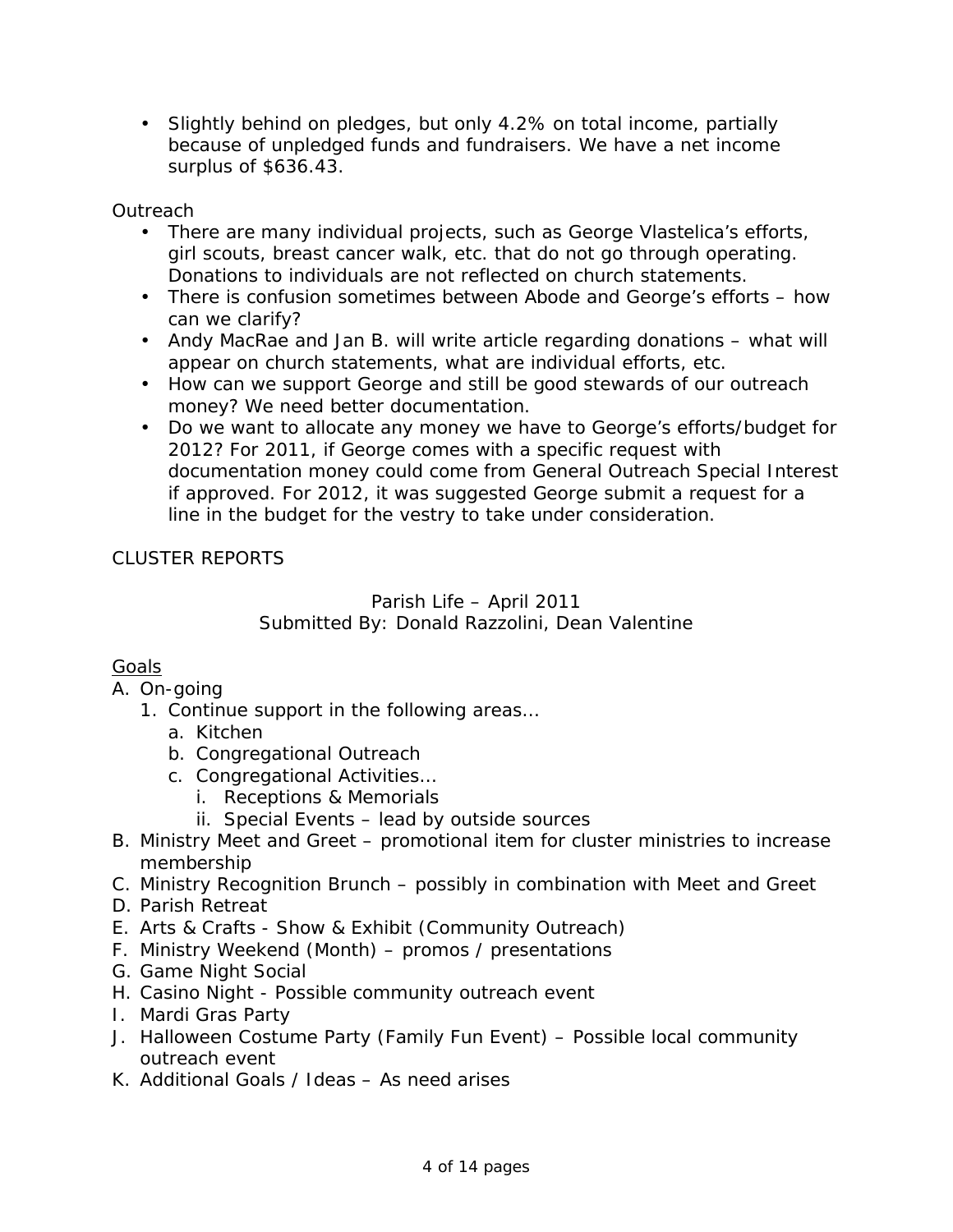- Slightly behind on pledges, but only 4.2% on total income, partially because of unpledged funds and fundraisers. We have a net income surplus of $636.43.

Outreach

- There are many individual projects, such as George Vlastelica's efforts, girl scouts, breast cancer walk, etc. that do not go through operating. Donations to individuals are not reflected on church statements.
- There is confusion sometimes between Abode and George's efforts – how can we clarify?
- Andy MacRae and Jan B. will write article regarding donations – what will appear on church statements, what are individual efforts, etc.
- How can we support George and still be good stewards of our outreach money? We need better documentation.
- Do we want to allocate any money we have to George's efforts/budget for 2012? For 2011, if George comes with a specific request with documentation money could come from General Outreach Special Interest if approved. For 2012, it was suggested George submit a request for a line in the budget for the vestry to take under consideration.

CLUSTER REPORTS

Parish Life – April 2011
Submitted By: Donald Razzolini, Dean Valentine

<u>Goals</u>

A. On-going
   1. Continue support in the following areas…
      a. Kitchen
      b. Congregational Outreach
      c. Congregational Activities…
         i. Receptions & Memorials
         ii. Special Events – lead by outside sources
B. Ministry Meet and Greet – promotional item for cluster ministries to increase membership
C. Ministry Recognition Brunch – possibly in combination with Meet and Greet
D. Parish Retreat
E. Arts & Crafts - Show & Exhibit (Community Outreach)
F. Ministry Weekend (Month) – promos / presentations
G. Game Night Social
H. Casino Night - Possible community outreach event
I. Mardi Gras Party
J. Halloween Costume Party (Family Fun Event) – Possible local community outreach event
K. Additional Goals / Ideas – As need arises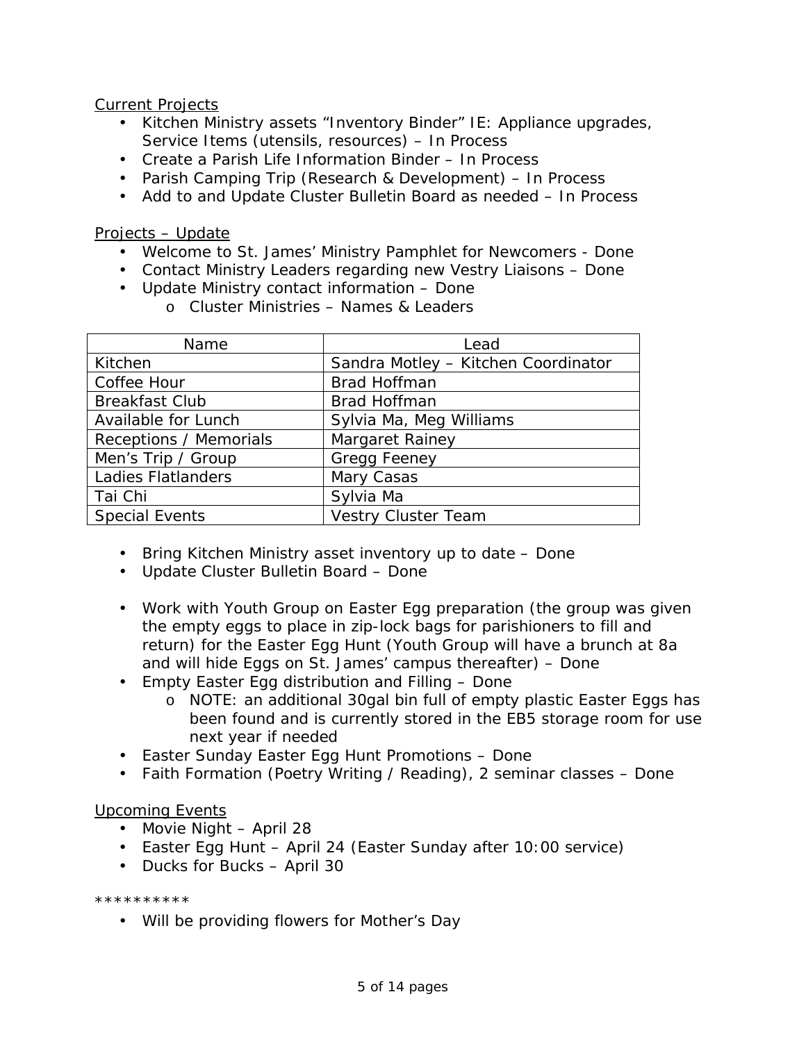Current Projects

- Kitchen Ministry assets "Inventory Binder" IE: Appliance upgrades, Service Items (utensils, resources) – In Process
- Create a Parish Life Information Binder – In Process
- Parish Camping Trip (Research & Development) – In Process
- Add to and Update Cluster Bulletin Board as needed – In Process

Projects – Update

- Welcome to St. James' Ministry Pamphlet for Newcomers - Done
- Contact Ministry Leaders regarding new Vestry Liaisons – Done
- Update Ministry contact information – Done
  - Cluster Ministries – Names & Leaders

| Name | Lead |
|---|---|
| Kitchen | Sandra Motley – Kitchen Coordinator |
| Coffee Hour | Brad Hoffman |
| Breakfast Club | Brad Hoffman |
| Available for Lunch | Sylvia Ma, Meg Williams |
| Receptions / Memorials | Margaret Rainey |
| Men's Trip / Group | Gregg Feeney |
| Ladies Flatlanders | Mary Casas |
| Tai Chi | Sylvia Ma |
| Special Events | Vestry Cluster Team |

- Bring Kitchen Ministry asset inventory up to date – Done
- Update Cluster Bulletin Board – Done

- Work with Youth Group on Easter Egg preparation (the group was given the empty eggs to place in zip-lock bags for parishioners to fill and return) for the Easter Egg Hunt (Youth Group will have a brunch at 8a and will hide Eggs on St. James' campus thereafter) – Done
- Empty Easter Egg distribution and Filling – Done
  - NOTE: an additional 30gal bin full of empty plastic Easter Eggs has been found and is currently stored in the EB5 storage room for use next year if needed
- Easter Sunday Easter Egg Hunt Promotions – Done
- Faith Formation (Poetry Writing / Reading), 2 seminar classes – Done

Upcoming Events

- Movie Night – April 28
- Easter Egg Hunt – April 24 (Easter Sunday after 10:00 service)
- Ducks for Bucks – April 30

**********

- Will be providing flowers for Mother's Day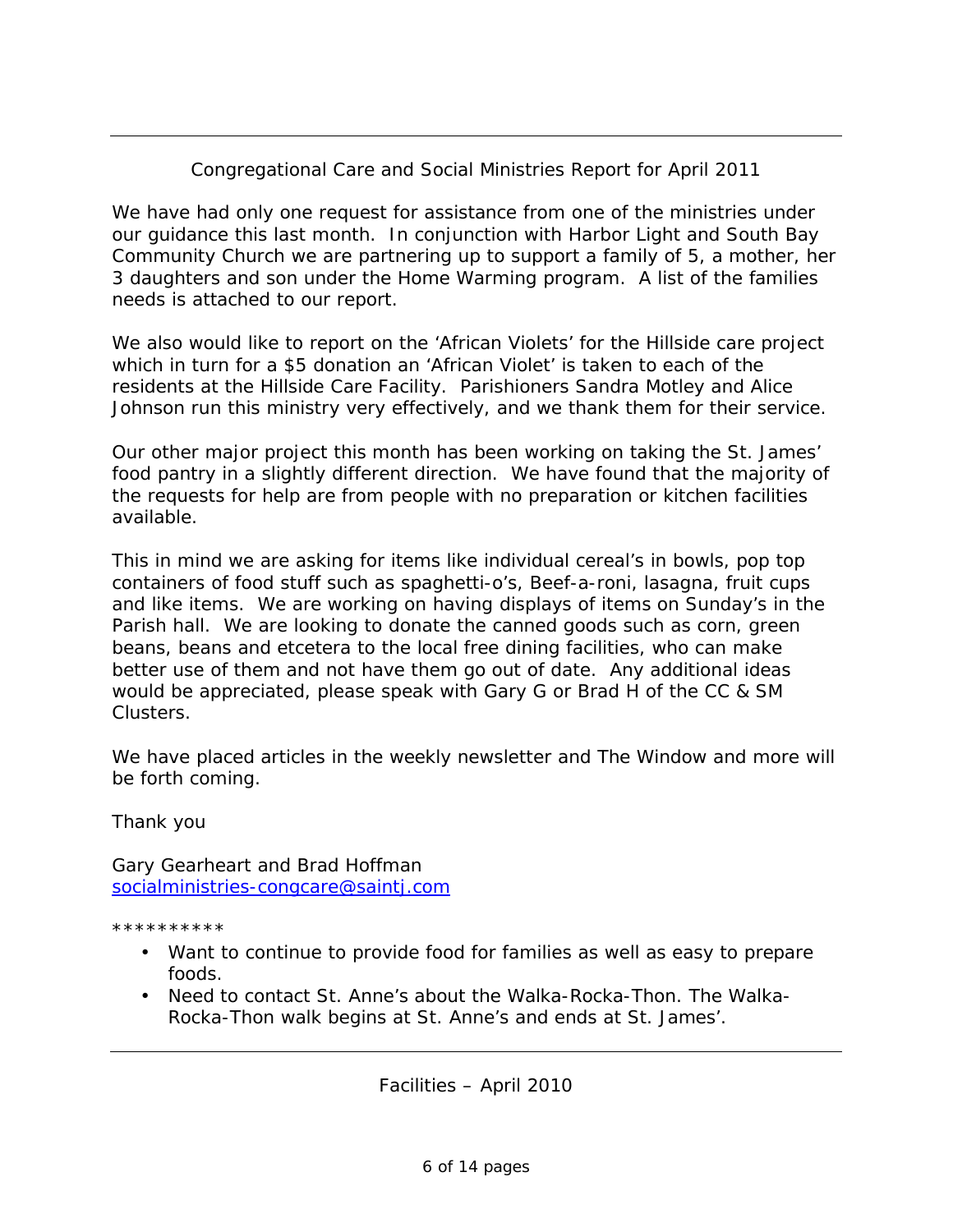---

## Congregational Care and Social Ministries Report for April 2011

We have had only one request for assistance from one of the ministries under our guidance this last month. In conjunction with Harbor Light and South Bay Community Church we are partnering up to support a family of 5, a mother, her 3 daughters and son under the Home Warming program. A list of the families needs is attached to our report.

We also would like to report on the 'African Violets' for the Hillside care project which in turn for a $5 donation an 'African Violet' is taken to each of the residents at the Hillside Care Facility. Parishioners Sandra Motley and Alice Johnson run this ministry very effectively, and we thank them for their service.

Our other major project this month has been working on taking the St. James' food pantry in a slightly different direction. We have found that the majority of the requests for help are from people with no preparation or kitchen facilities available.

This in mind we are asking for items like individual cereal's in bowls, pop top containers of food stuff such as spaghetti-o's, Beef-a-roni, lasagna, fruit cups and like items. We are working on having displays of items on Sunday's in the Parish hall. We are looking to donate the canned goods such as corn, green beans, beans and etcetera to the local free dining facilities, who can make better use of them and not have them go out of date. Any additional ideas would be appreciated, please speak with Gary G or Brad H of the CC & SM Clusters.

We have placed articles in the weekly newsletter and The Window and more will be forth coming.

Thank you

Gary Gearheart and Brad Hoffman
socialministries-congcare@saintj.com

**********

- Want to continue to provide food for families as well as easy to prepare foods.
- Need to contact St. Anne's about the Walka-Rocka-Thon. The Walka-Rocka-Thon walk begins at St. Anne's and ends at St. James'.

---

## Facilities – April 2010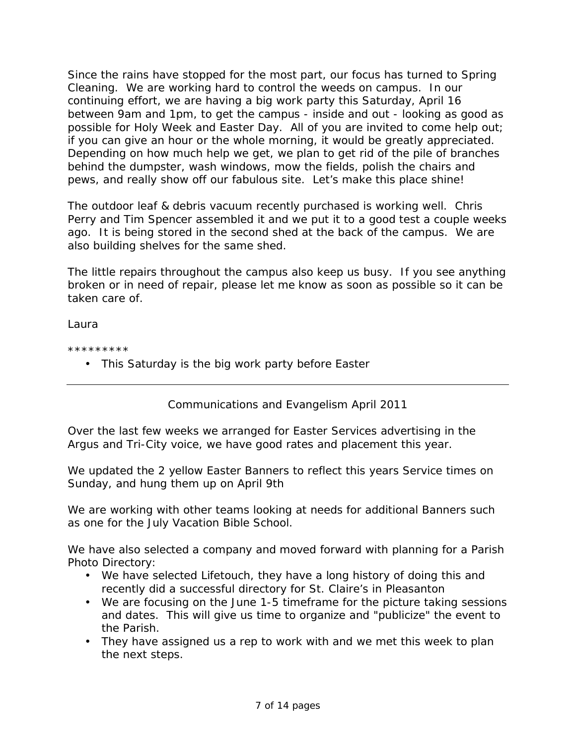Since the rains have stopped for the most part, our focus has turned to Spring Cleaning. We are working hard to control the weeds on campus. In our continuing effort, we are having a big work party this Saturday, April 16 between 9am and 1pm, to get the campus - inside and out - looking as good as possible for Holy Week and Easter Day. All of you are invited to come help out; if you can give an hour or the whole morning, it would be greatly appreciated. Depending on how much help we get, we plan to get rid of the pile of branches behind the dumpster, wash windows, mow the fields, polish the chairs and pews, and really show off our fabulous site. Let's make this place shine!

The outdoor leaf & debris vacuum recently purchased is working well. Chris Perry and Tim Spencer assembled it and we put it to a good test a couple weeks ago. It is being stored in the second shed at the back of the campus. We are also building shelves for the same shed.

The little repairs throughout the campus also keep us busy. If you see anything broken or in need of repair, please let me know as soon as possible so it can be taken care of.

Laura

*********

- This Saturday is the big work party before Easter

---

Communications and Evangelism April 2011

Over the last few weeks we arranged for Easter Services advertising in the Argus and Tri-City voice, we have good rates and placement this year.

We updated the 2 yellow Easter Banners to reflect this years Service times on Sunday, and hung them up on April 9th

We are working with other teams looking at needs for additional Banners such as one for the July Vacation Bible School.

We have also selected a company and moved forward with planning for a Parish Photo Directory:

- We have selected Lifetouch, they have a long history of doing this and recently did a successful directory for St. Claire's in Pleasanton
- We are focusing on the June 1-5 timeframe for the picture taking sessions and dates. This will give us time to organize and "publicize" the event to the Parish.
- They have assigned us a rep to work with and we met this week to plan the next steps.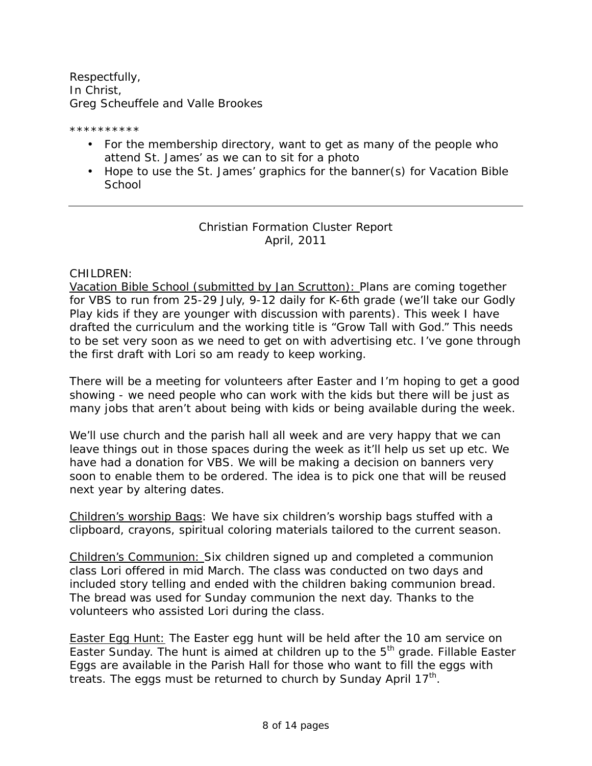Respectfully,
In Christ,
Greg Scheuffele and Valle Brookes

**********

- For the membership directory, want to get as many of the people who attend St. James' as we can to sit for a photo
- Hope to use the St. James' graphics for the banner(s) for Vacation Bible School

---

Christian Formation Cluster Report
April, 2011

CHILDREN:

Vacation Bible School (submitted by Jan Scrutton): Plans are coming together for VBS to run from 25-29 July, 9-12 daily for K-6th grade (we'll take our Godly Play kids if they are younger with discussion with parents). This week I have drafted the curriculum and the working title is "Grow Tall with God." This needs to be set very soon as we need to get on with advertising etc. I've gone through the first draft with Lori so am ready to keep working.

There will be a meeting for volunteers after Easter and I'm hoping to get a good showing - we need people who can work with the kids but there will be just as many jobs that aren't about being with kids or being available during the week.

We'll use church and the parish hall all week and are very happy that we can leave things out in those spaces during the week as it'll help us set up etc. We have had a donation for VBS. We will be making a decision on banners very soon to enable them to be ordered. The idea is to pick one that will be reused next year by altering dates.

Children's worship Bags: We have six children's worship bags stuffed with a clipboard, crayons, spiritual coloring materials tailored to the current season.

Children's Communion: Six children signed up and completed a communion class Lori offered in mid March. The class was conducted on two days and included story telling and ended with the children baking communion bread. The bread was used for Sunday communion the next day. Thanks to the volunteers who assisted Lori during the class.

Easter Egg Hunt: The Easter egg hunt will be held after the 10 am service on Easter Sunday. The hunt is aimed at children up to the 5th grade. Fillable Easter Eggs are available in the Parish Hall for those who want to fill the eggs with treats. The eggs must be returned to church by Sunday April 17th.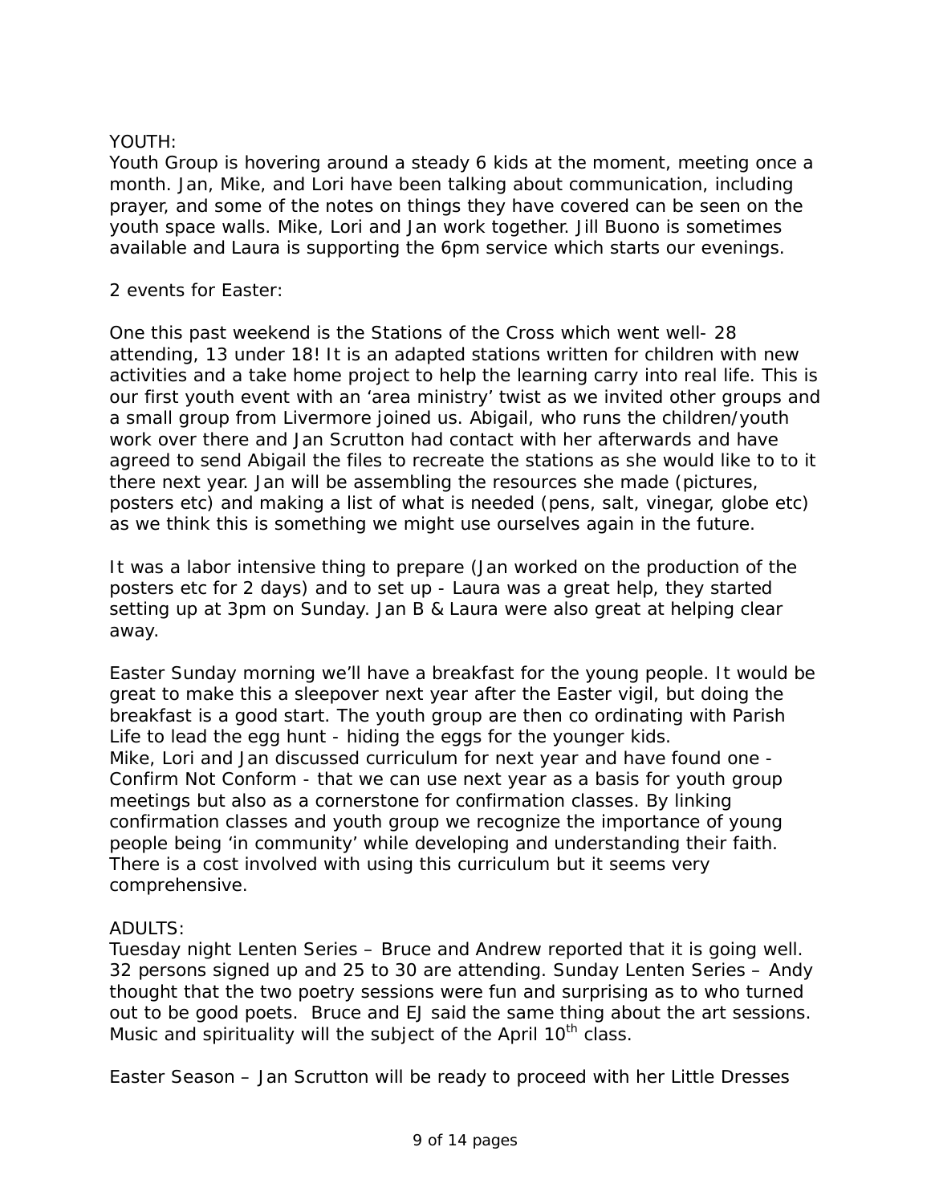YOUTH:
Youth Group is hovering around a steady 6 kids at the moment, meeting once a month. Jan, Mike, and Lori have been talking about communication, including prayer, and some of the notes on things they have covered can be seen on the youth space walls. Mike, Lori and Jan work together. Jill Buono is sometimes available and Laura is supporting the 6pm service which starts our evenings.

2 events for Easter:

One this past weekend is the Stations of the Cross which went well- 28 attending, 13 under 18! It is an adapted stations written for children with new activities and a take home project to help the learning carry into real life. This is our first youth event with an 'area ministry' twist as we invited other groups and a small group from Livermore joined us. Abigail, who runs the children/youth work over there and Jan Scrutton had contact with her afterwards and have agreed to send Abigail the files to recreate the stations as she would like to to it there next year. Jan will be assembling the resources she made (pictures, posters etc) and making a list of what is needed (pens, salt, vinegar, globe etc) as we think this is something we might use ourselves again in the future.

It was a labor intensive thing to prepare (Jan worked on the production of the posters etc for 2 days) and to set up - Laura was a great help, they started setting up at 3pm on Sunday. Jan B & Laura were also great at helping clear away.

Easter Sunday morning we'll have a breakfast for the young people. It would be great to make this a sleepover next year after the Easter vigil, but doing the breakfast is a good start. The youth group are then co ordinating with Parish Life to lead the egg hunt - hiding the eggs for the younger kids.
Mike, Lori and Jan discussed curriculum for next year and have found one - Confirm Not Conform - that we can use next year as a basis for youth group meetings but also as a cornerstone for confirmation classes. By linking confirmation classes and youth group we recognize the importance of young people being 'in community' while developing and understanding their faith. There is a cost involved with using this curriculum but it seems very comprehensive.

ADULTS:
Tuesday night Lenten Series – Bruce and Andrew reported that it is going well. 32 persons signed up and 25 to 30 are attending. Sunday Lenten Series – Andy thought that the two poetry sessions were fun and surprising as to who turned out to be good poets. Bruce and EJ said the same thing about the art sessions. Music and spirituality will the subject of the April 10th class.

Easter Season – Jan Scrutton will be ready to proceed with her Little Dresses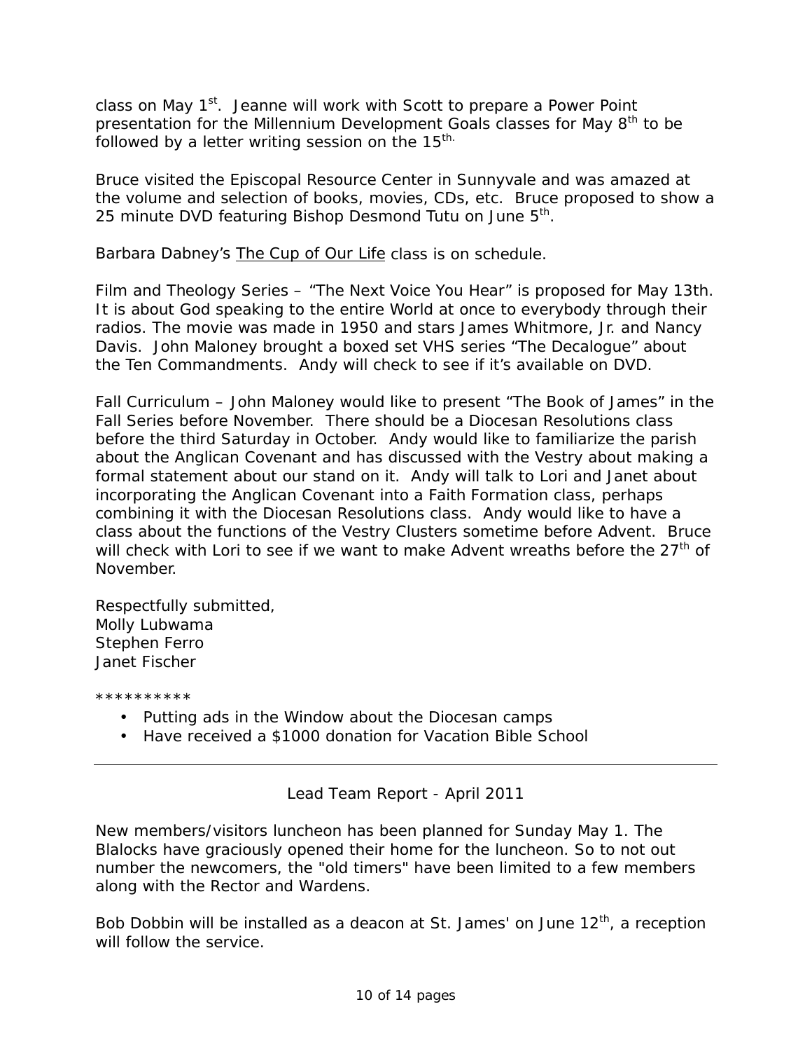class on May 1st.  Jeanne will work with Scott to prepare a Power Point presentation for the Millennium Development Goals classes for May 8th to be followed by a letter writing session on the 15th.

Bruce visited the Episcopal Resource Center in Sunnyvale and was amazed at the volume and selection of books, movies, CDs, etc.  Bruce proposed to show a 25 minute DVD featuring Bishop Desmond Tutu on June 5th.

Barbara Dabney's <u>The Cup of Our Life</u> class is on schedule.

Film and Theology Series – "The Next Voice You Hear" is proposed for May 13th. It is about God speaking to the entire World at once to everybody through their radios. The movie was made in 1950 and stars James Whitmore, Jr. and Nancy Davis.  John Maloney brought a boxed set VHS series "The Decalogue" about the Ten Commandments.  Andy will check to see if it's available on DVD.

Fall Curriculum – John Maloney would like to present "The Book of James" in the Fall Series before November.  There should be a Diocesan Resolutions class before the third Saturday in October.  Andy would like to familiarize the parish about the Anglican Covenant and has discussed with the Vestry about making a formal statement about our stand on it.  Andy will talk to Lori and Janet about incorporating the Anglican Covenant into a Faith Formation class, perhaps combining it with the Diocesan Resolutions class.  Andy would like to have a class about the functions of the Vestry Clusters sometime before Advent.  Bruce will check with Lori to see if we want to make Advent wreaths before the 27th of November.

Respectfully submitted,  
Molly Lubwama  
Stephen Ferro  
Janet Fischer

**********

- Putting ads in the Window about the Diocesan camps
- Have received a $1000 donation for Vacation Bible School

---

Lead Team Report - April 2011

New members/visitors luncheon has been planned for Sunday May 1. The Blalocks have graciously opened their home for the luncheon. So to not out number the newcomers, the "old timers" have been limited to a few members along with the Rector and Wardens.

Bob Dobbin will be installed as a deacon at St. James' on June 12th, a reception will follow the service.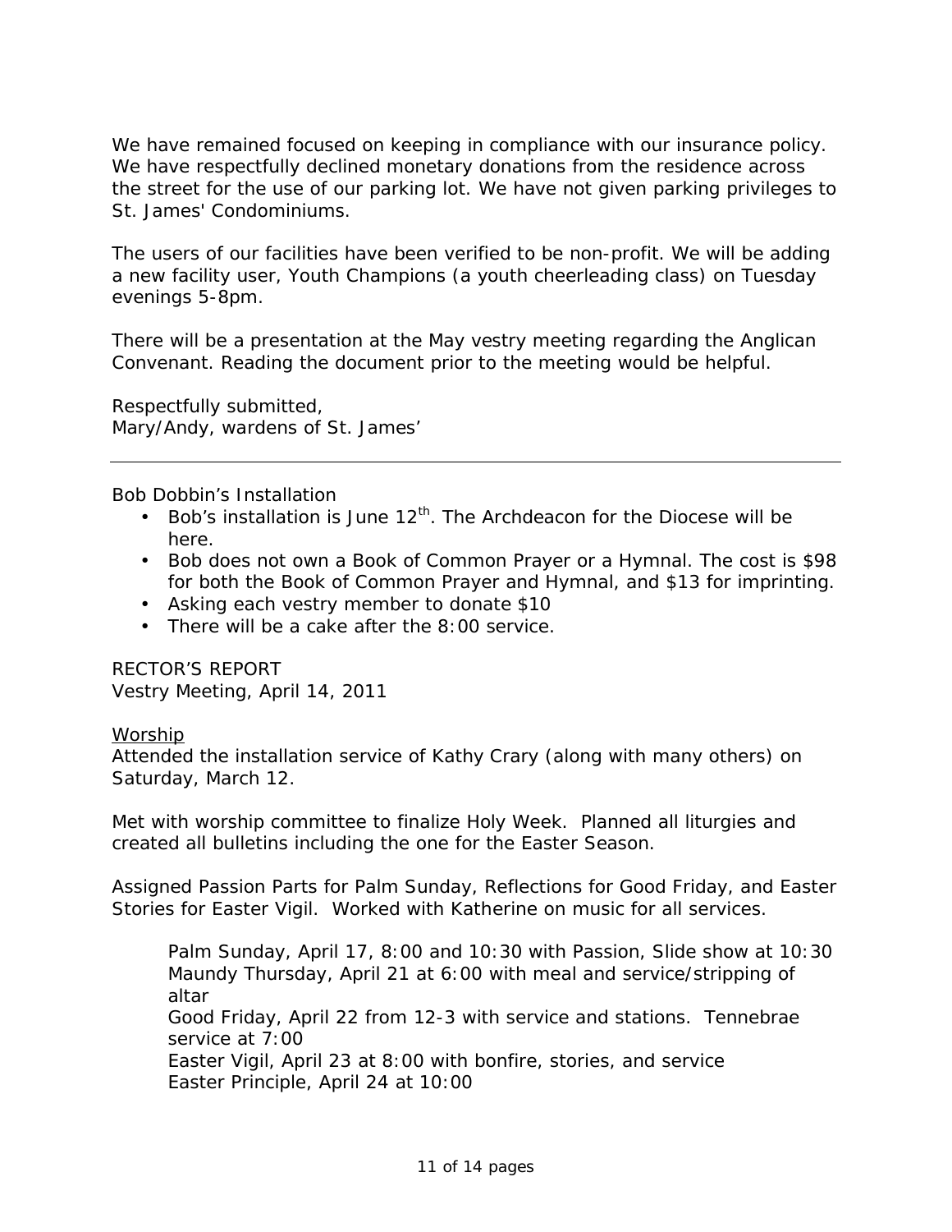We have remained focused on keeping in compliance with our insurance policy. We have respectfully declined monetary donations from the residence across the street for the use of our parking lot. We have not given parking privileges to St. James' Condominiums.

The users of our facilities have been verified to be non-profit. We will be adding a new facility user, Youth Champions (a youth cheerleading class) on Tuesday evenings 5-8pm.

There will be a presentation at the May vestry meeting regarding the Anglican Convenant. Reading the document prior to the meeting would be helpful.

Respectfully submitted,
Mary/Andy, wardens of St. James'

---

Bob Dobbin's Installation

- Bob's installation is June 12th. The Archdeacon for the Diocese will be here.
- Bob does not own a Book of Common Prayer or a Hymnal. The cost is $98 for both the Book of Common Prayer and Hymnal, and $13 for imprinting.
- Asking each vestry member to donate $10
- There will be a cake after the 8:00 service.

RECTOR'S REPORT
Vestry Meeting, April 14, 2011

Worship

Attended the installation service of Kathy Crary (along with many others) on Saturday, March 12.

Met with worship committee to finalize Holy Week. Planned all liturgies and created all bulletins including the one for the Easter Season.

Assigned Passion Parts for Palm Sunday, Reflections for Good Friday, and Easter Stories for Easter Vigil. Worked with Katherine on music for all services.

> Palm Sunday, April 17, 8:00 and 10:30 with Passion, Slide show at 10:30
> Maundy Thursday, April 21 at 6:00 with meal and service/stripping of altar
> Good Friday, April 22 from 12-3 with service and stations. Tennebrae service at 7:00
> Easter Vigil, April 23 at 8:00 with bonfire, stories, and service
> Easter Principle, April 24 at 10:00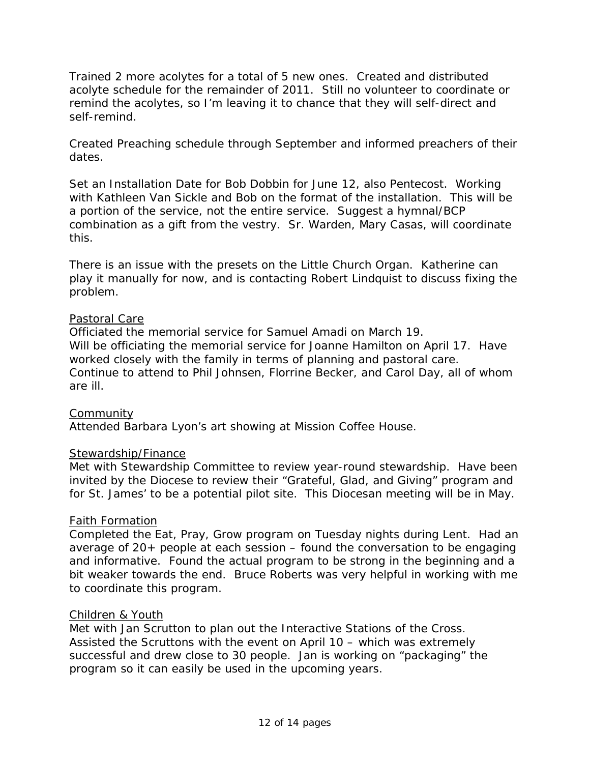Trained 2 more acolytes for a total of 5 new ones. Created and distributed acolyte schedule for the remainder of 2011. Still no volunteer to coordinate or remind the acolytes, so I'm leaving it to chance that they will self-direct and self-remind.

Created Preaching schedule through September and informed preachers of their dates.

Set an Installation Date for Bob Dobbin for June 12, also Pentecost. Working with Kathleen Van Sickle and Bob on the format of the installation. This will be a portion of the service, not the entire service. Suggest a hymnal/BCP combination as a gift from the vestry. Sr. Warden, Mary Casas, will coordinate this.

There is an issue with the presets on the Little Church Organ. Katherine can play it manually for now, and is contacting Robert Lindquist to discuss fixing the problem.

<u>Pastoral Care</u>

Officiated the memorial service for Samuel Amadi on March 19.
Will be officiating the memorial service for Joanne Hamilton on April 17. Have worked closely with the family in terms of planning and pastoral care.
Continue to attend to Phil Johnsen, Florrine Becker, and Carol Day, all of whom are ill.

<u>Community</u>

Attended Barbara Lyon's art showing at Mission Coffee House.

<u>Stewardship/Finance</u>

Met with Stewardship Committee to review year-round stewardship. Have been invited by the Diocese to review their "Grateful, Glad, and Giving" program and for St. James' to be a potential pilot site. This Diocesan meeting will be in May.

<u>Faith Formation</u>

Completed the Eat, Pray, Grow program on Tuesday nights during Lent. Had an average of 20+ people at each session – found the conversation to be engaging and informative. Found the actual program to be strong in the beginning and a bit weaker towards the end. Bruce Roberts was very helpful in working with me to coordinate this program.

<u>Children & Youth</u>

Met with Jan Scrutton to plan out the Interactive Stations of the Cross. Assisted the Scruttons with the event on April 10 – which was extremely successful and drew close to 30 people. Jan is working on "packaging" the program so it can easily be used in the upcoming years.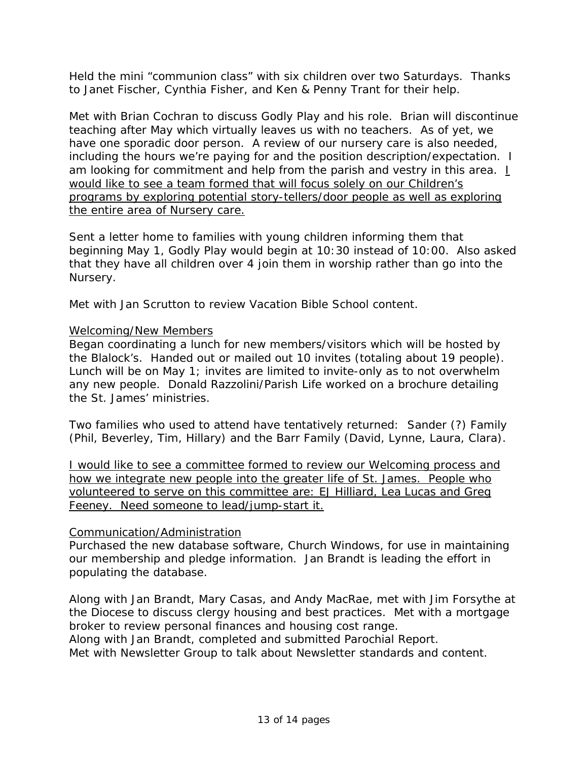Held the mini "communion class" with six children over two Saturdays. Thanks to Janet Fischer, Cynthia Fisher, and Ken & Penny Trant for their help.

Met with Brian Cochran to discuss Godly Play and his role. Brian will discontinue teaching after May which virtually leaves us with no teachers. As of yet, we have one sporadic door person. A review of our nursery care is also needed, including the hours we're paying for and the position description/expectation. I am looking for commitment and help from the parish and vestry in this area. <u>I would like to see a team formed that will focus solely on our Children's programs by exploring potential story-tellers/door people as well as exploring the entire area of Nursery care.</u>

Sent a letter home to families with young children informing them that beginning May 1, Godly Play would begin at 10:30 instead of 10:00. Also asked that they have all children over 4 join them in worship rather than go into the Nursery.

Met with Jan Scrutton to review Vacation Bible School content.

<u>Welcoming/New Members</u>

Began coordinating a lunch for new members/visitors which will be hosted by the Blalock's. Handed out or mailed out 10 invites (totaling about 19 people). Lunch will be on May 1; invites are limited to invite-only as to not overwhelm any new people. Donald Razzolini/Parish Life worked on a brochure detailing the St. James' ministries.

Two families who used to attend have tentatively returned: Sander (?) Family (Phil, Beverley, Tim, Hillary) and the Barr Family (David, Lynne, Laura, Clara).

<u>I would like to see a committee formed to review our Welcoming process and how we integrate new people into the greater life of St. James. People who volunteered to serve on this committee are: EJ Hilliard, Lea Lucas and Greg Feeney. Need someone to lead/jump-start it.</u>

<u>Communication/Administration</u>

Purchased the new database software, Church Windows, for use in maintaining our membership and pledge information. Jan Brandt is leading the effort in populating the database.

Along with Jan Brandt, Mary Casas, and Andy MacRae, met with Jim Forsythe at the Diocese to discuss clergy housing and best practices. Met with a mortgage broker to review personal finances and housing cost range.
Along with Jan Brandt, completed and submitted Parochial Report.
Met with Newsletter Group to talk about Newsletter standards and content.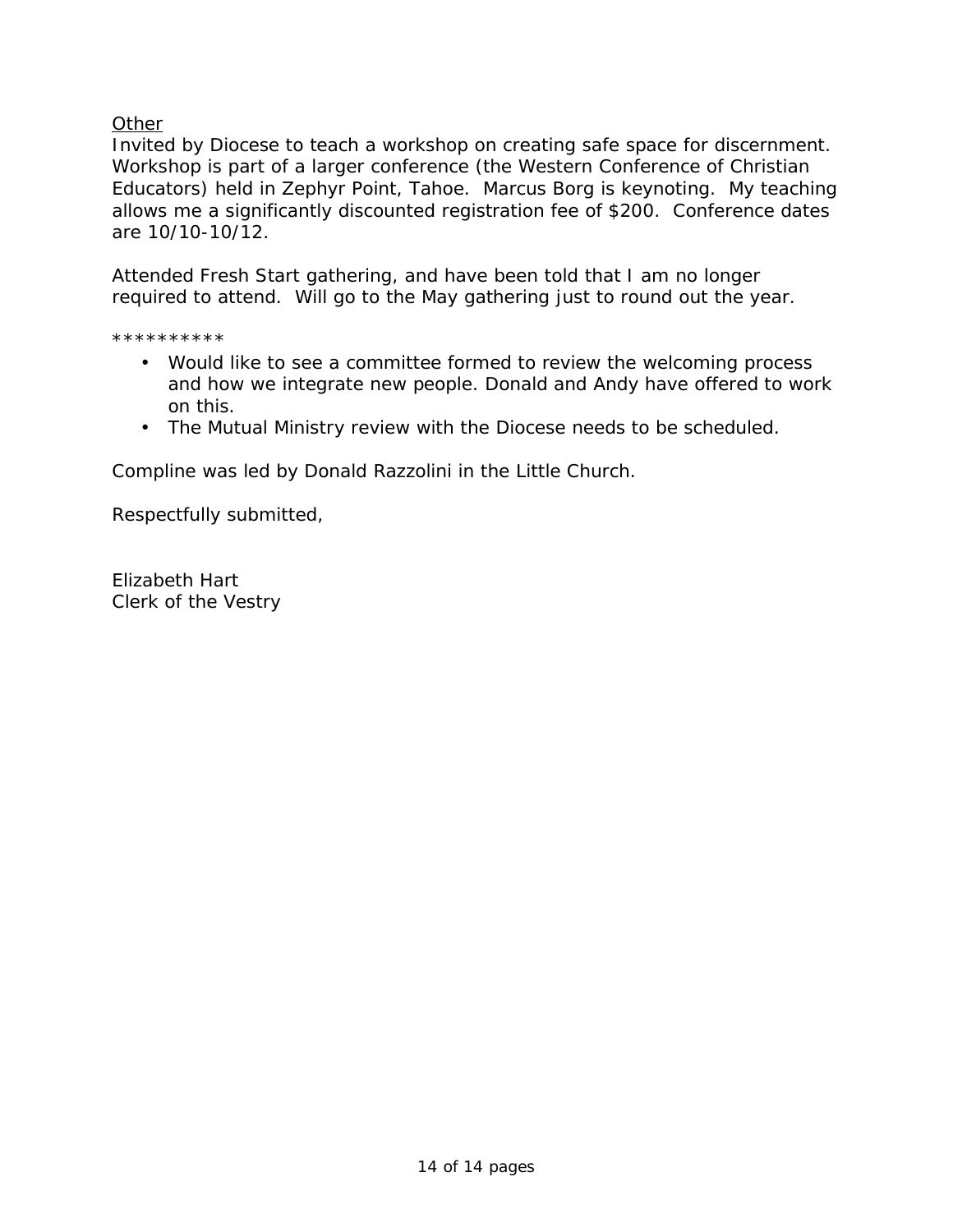<u>Other</u>

Invited by Diocese to teach a workshop on creating safe space for discernment. Workshop is part of a larger conference (the Western Conference of Christian Educators) held in Zephyr Point, Tahoe. Marcus Borg is keynoting. My teaching allows me a significantly discounted registration fee of $200. Conference dates are 10/10-10/12.

Attended Fresh Start gathering, and have been told that I am no longer required to attend. Will go to the May gathering just to round out the year.

**********

- Would like to see a committee formed to review the welcoming process and how we integrate new people. Donald and Andy have offered to work on this.
- The Mutual Ministry review with the Diocese needs to be scheduled.

Compline was led by Donald Razzolini in the Little Church.

Respectfully submitted,

Elizabeth Hart
Clerk of the Vestry